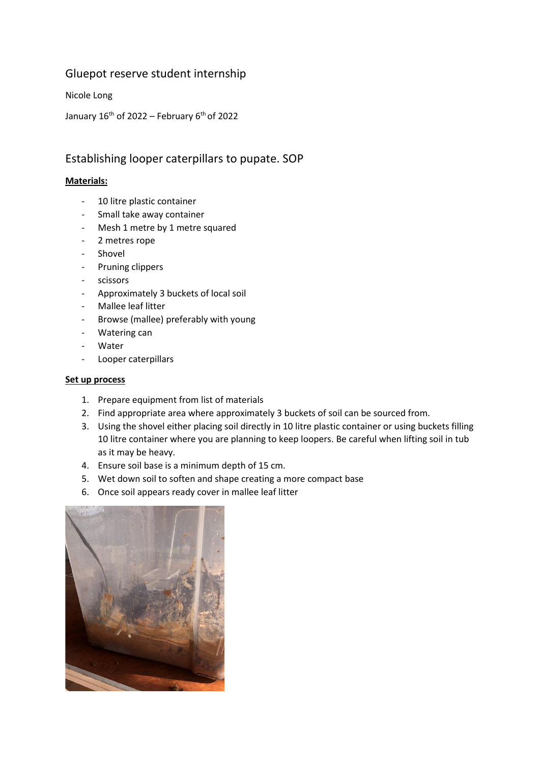# Gluepot reserve student internship

Nicole Long

January 16th of 2022 – February 6th of 2022

## Establishing looper caterpillars to pupate. SOP

**Materials:**

- 10 litre plastic container
- Small take away container
- Mesh 1 metre by 1 metre squared
- 2 metres rope
- Shovel
- Pruning clippers
- scissors
- Approximately 3 buckets of local soil
- Mallee leaf litter
- Browse (mallee) preferably with young
- Watering can
- Water
- Looper caterpillars

**Set up process**

1. Prepare equipment from list of materials
2. Find appropriate area where approximately 3 buckets of soil can be sourced from.
3. Using the shovel either placing soil directly in 10 litre plastic container or using buckets filling 10 litre container where you are planning to keep loopers. Be careful when lifting soil in tub as it may be heavy.
4. Ensure soil base is a minimum depth of 15 cm.
5. Wet down soil to soften and shape creating a more compact base
6. Once soil appears ready cover in mallee leaf litter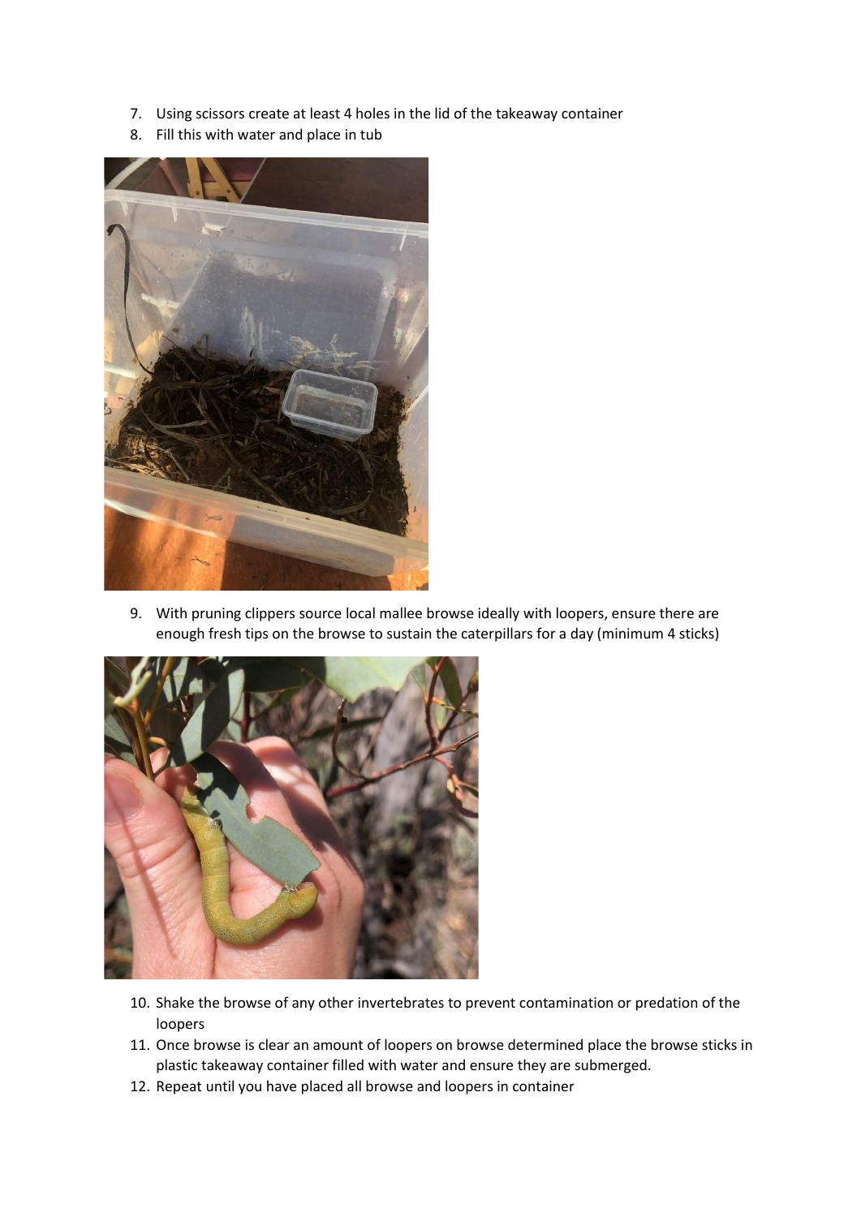7. Using scissors create at least 4 holes in the lid of the takeaway container
8. Fill this with water and place in tub

9. With pruning clippers source local mallee browse ideally with loopers, ensure there are enough fresh tips on the browse to sustain the caterpillars for a day (minimum 4 sticks)

10. Shake the browse of any other invertebrates to prevent contamination or predation of the loopers
11. Once browse is clear an amount of loopers on browse determined place the browse sticks in plastic takeaway container filled with water and ensure they are submerged.
12. Repeat until you have placed all browse and loopers in container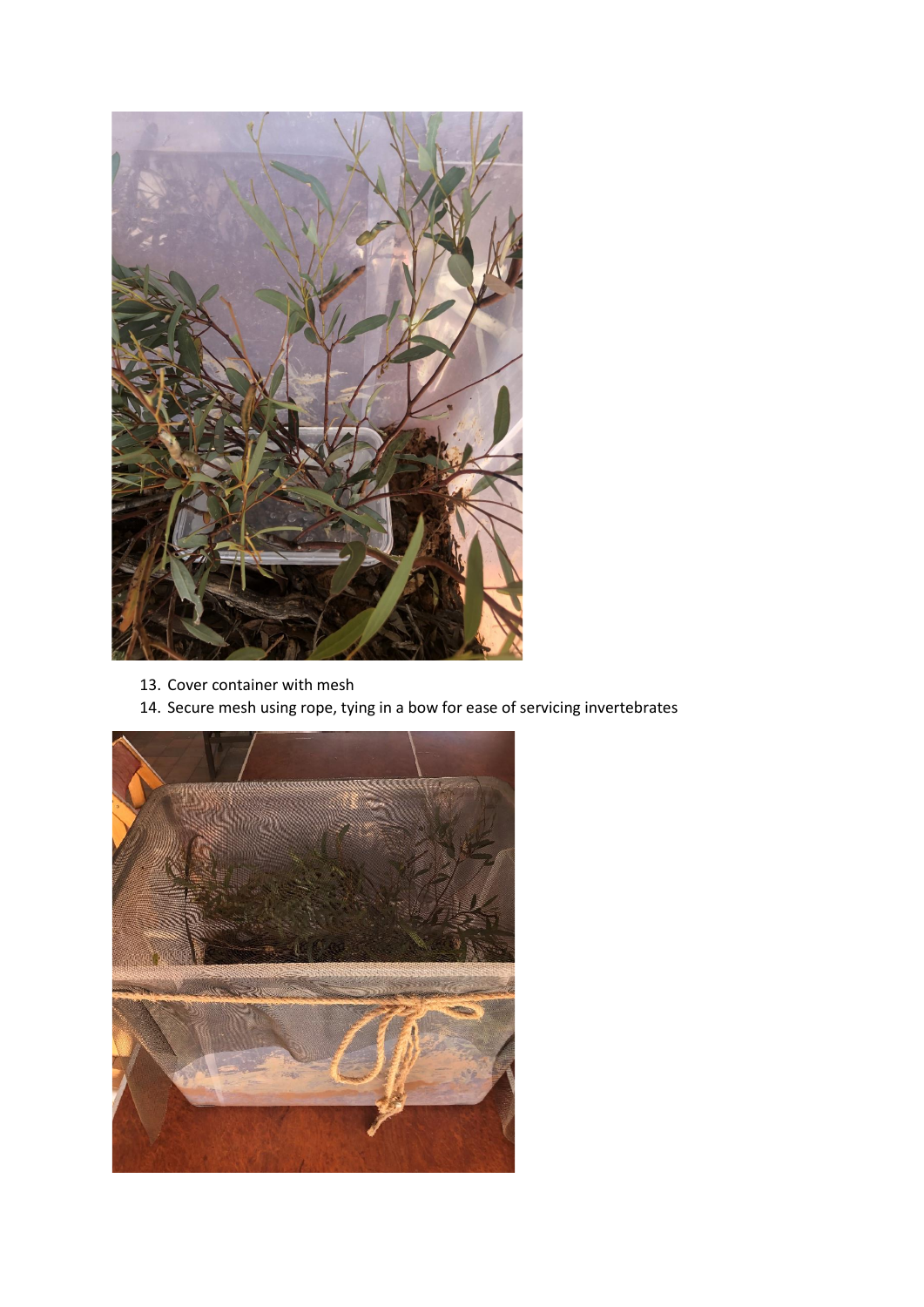13. Cover container with mesh
14. Secure mesh using rope, tying in a bow for ease of servicing invertebrates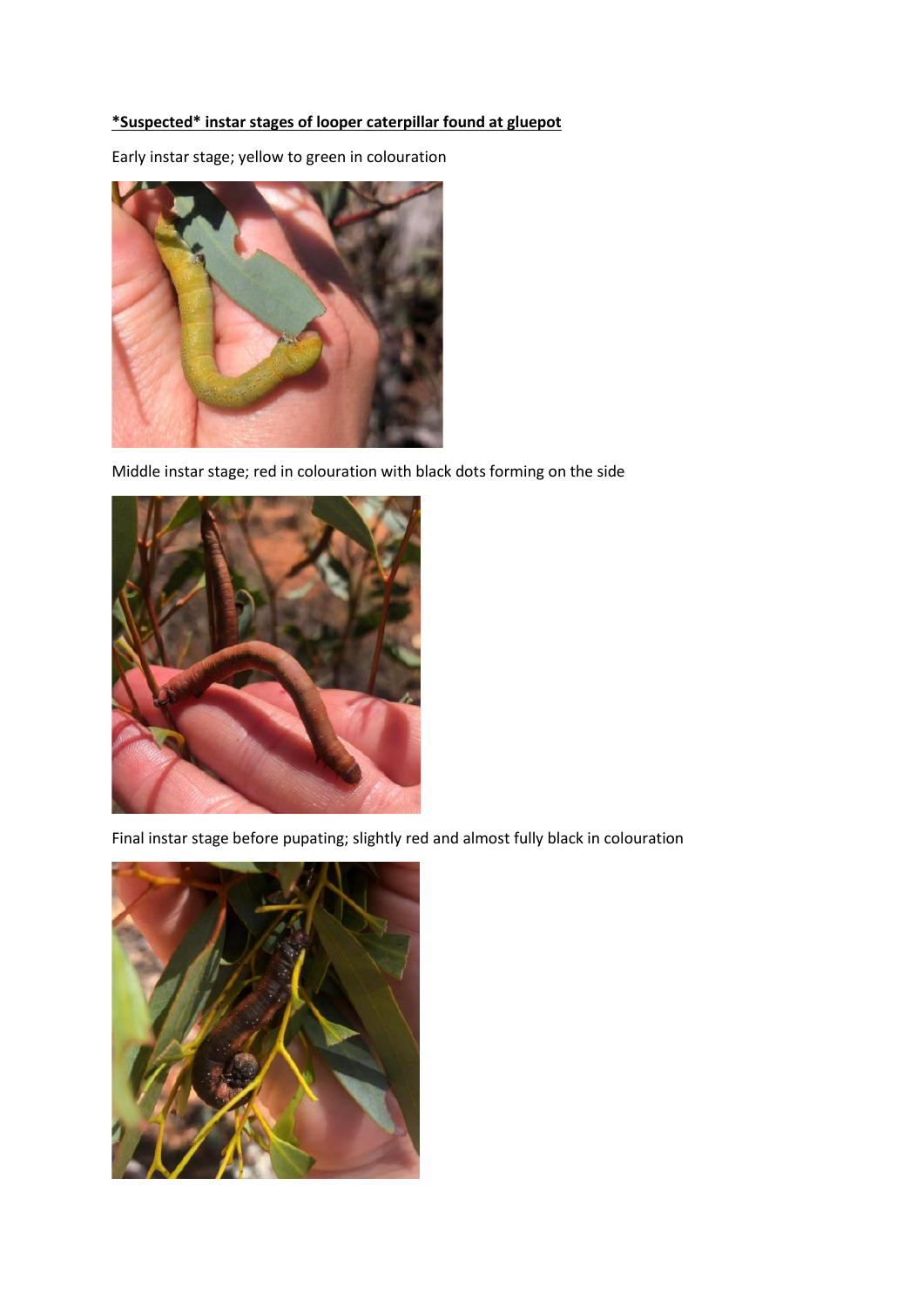**\*Suspected\* instar stages of looper caterpillar found at gluepot**

Early instar stage; yellow to green in colouration

Middle instar stage; red in colouration with black dots forming on the side

Final instar stage before pupating; slightly red and almost fully black in colouration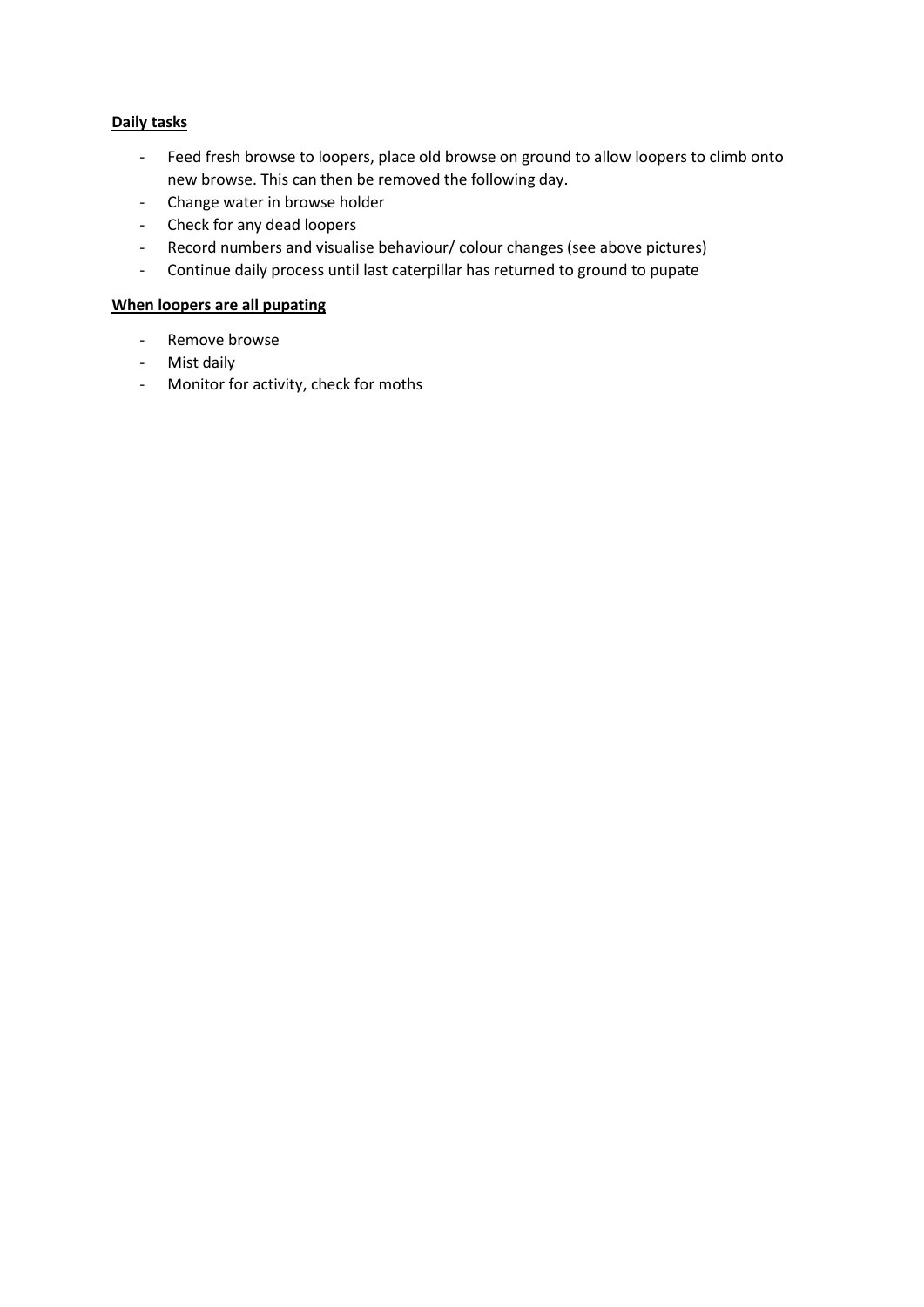**Daily tasks**

- Feed fresh browse to loopers, place old browse on ground to allow loopers to climb onto new browse. This can then be removed the following day.
- Change water in browse holder
- Check for any dead loopers
- Record numbers and visualise behaviour/ colour changes (see above pictures)
- Continue daily process until last caterpillar has returned to ground to pupate

**When loopers are all pupating**

- Remove browse
- Mist daily
- Monitor for activity, check for moths